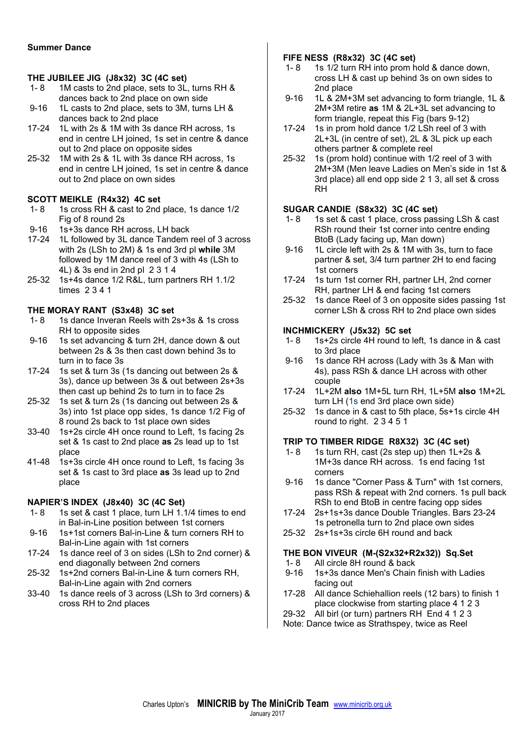**Summer Dance**

**THE JUBILEE JIG (J8x32) 3C (4C set)**

- 1- 8 1M casts to 2nd place, sets to 3L, turns RH & dances back to 2nd place on own side
- 9-16 1L casts to 2nd place, sets to 3M, turns LH & dances back to 2nd place
- 17-24 1L with 2s & 1M with 3s dance RH across, 1s end in centre LH joined, 1s set in centre & dance out to 2nd place on opposite sides
- 25-32 1M with 2s & 1L with 3s dance RH across, 1s end in centre LH joined, 1s set in centre & dance out to 2nd place on own sides

**SCOTT MEIKLE (R4x32) 4C set**

- 1- 8 1s cross RH & cast to 2nd place, 1s dance 1/2 Fig of 8 round 2s
- 9-16 1s+3s dance RH across, LH back
- 17-24 1L followed by 3L dance Tandem reel of 3 across with 2s (LSh to 2M) & 1s end 3rd pl **while** 3M followed by 1M dance reel of 3 with 4s (LSh to 4L) & 3s end in 2nd pl 2 3 1 4
- 25-32 1s+4s dance 1/2 R&L, turn partners RH 1.1/2 times 2 3 4 1

**THE MORAY RANT (S3x48) 3C set**

- 1- 8 1s dance Inveran Reels with 2s+3s & 1s cross RH to opposite sides
- 9-16 1s set advancing & turn 2H, dance down & out between 2s & 3s then cast down behind 3s to turn in to face 3s
- 17-24 1s set & turn 3s (1s dancing out between 2s & 3s), dance up between 3s & out between 2s+3s then cast up behind 2s to turn in to face 2s
- 25-32 1s set & turn 2s (1s dancing out between 2s & 3s) into 1st place opp sides, 1s dance 1/2 Fig of 8 round 2s back to 1st place own sides
- 33-40 1s+2s circle 4H once round to Left, 1s facing 2s set & 1s cast to 2nd place **as** 2s lead up to 1st place
- 41-48 1s+3s circle 4H once round to Left, 1s facing 3s set & 1s cast to 3rd place **as** 3s lead up to 2nd place

**NAPIER'S INDEX (J8x40) 3C (4C Set)**

- 1- 8 1s set & cast 1 place, turn LH 1.1/4 times to end in Bal-in-Line position between 1st corners
- 9-16 1s+1st corners Bal-in-Line & turn corners RH to Bal-in-Line again with 1st corners
- 17-24 1s dance reel of 3 on sides (LSh to 2nd corner) & end diagonally between 2nd corners
- 25-32 1s+2nd corners Bal-in-Line & turn corners RH, Bal-in-Line again with 2nd corners
- 33-40 1s dance reels of 3 across (LSh to 3rd corners) & cross RH to 2nd places

**FIFE NESS (R8x32) 3C (4C set)**

- 1- 8 1s 1/2 turn RH into prom hold & dance down, cross LH & cast up behind 3s on own sides to 2nd place
- 9-16 1L & 2M+3M set advancing to form triangle, 1L & 2M+3M retire **as** 1M & 2L+3L set advancing to form triangle, repeat this Fig (bars 9-12)
- 17-24 1s in prom hold dance 1/2 LSh reel of 3 with 2L+3L (in centre of set), 2L & 3L pick up each others partner & complete reel
- 25-32 1s (prom hold) continue with 1/2 reel of 3 with 2M+3M (Men leave Ladies on Men's side in 1st & 3rd place) all end opp side 2 1 3, all set & cross RH

**SUGAR CANDIE (S8x32) 3C (4C set)**

- 1- 8 1s set & cast 1 place, cross passing LSh & cast RSh round their 1st corner into centre ending BtoB (Lady facing up, Man down)
- 9-16 1L circle left with 2s & 1M with 3s, turn to face partner & set, 3/4 turn partner 2H to end facing 1st corners
- 17-24 1s turn 1st corner RH, partner LH, 2nd corner RH, partner LH & end facing 1st corners
- 25-32 1s dance Reel of 3 on opposite sides passing 1st corner LSh & cross RH to 2nd place own sides

**INCHMICKERY (J5x32) 5C set**

- 1- 8 1s+2s circle 4H round to left, 1s dance in & cast to 3rd place
- 9-16 1s dance RH across (Lady with 3s & Man with 4s), pass RSh & dance LH across with other couple
- 17-24 1L+2M **also** 1M+5L turn RH, 1L+5M **also** 1M+2L turn LH (1s end 3rd place own side)
- 25-32 1s dance in & cast to 5th place, 5s+1s circle 4H round to right. 2 3 4 5 1

**TRIP TO TIMBER RIDGE R8X32) 3C (4C set)**

- 1- 8 1s turn RH, cast (2s step up) then 1L+2s & 1M+3s dance RH across. 1s end facing 1st corners
- 9-16 1s dance "Corner Pass & Turn" with 1st corners, pass RSh & repeat with 2nd corners. 1s pull back RSh to end BtoB in centre facing opp sides
- 17-24 2s+1s+3s dance Double Triangles. Bars 23-24 1s petronella turn to 2nd place own sides
- 25-32 2s+1s+3s circle 6H round and back

**THE BON VIVEUR (M-(S2x32+R2x32)) Sq.Set**

- 1- 8 All circle 8H round & back
- 9-16 1s+3s dance Men's Chain finish with Ladies facing out
- 17-28 All dance Schiehallion reels (12 bars) to finish 1 place clockwise from starting place 4 1 2 3
- 29-32 All birl (or turn) partners RH End 4 1 2 3

Note: Dance twice as Strathspey, twice as Reel

Charles Upton's **MINICRIB by The MiniCrib Team** www.minicrib.org.uk
January 2017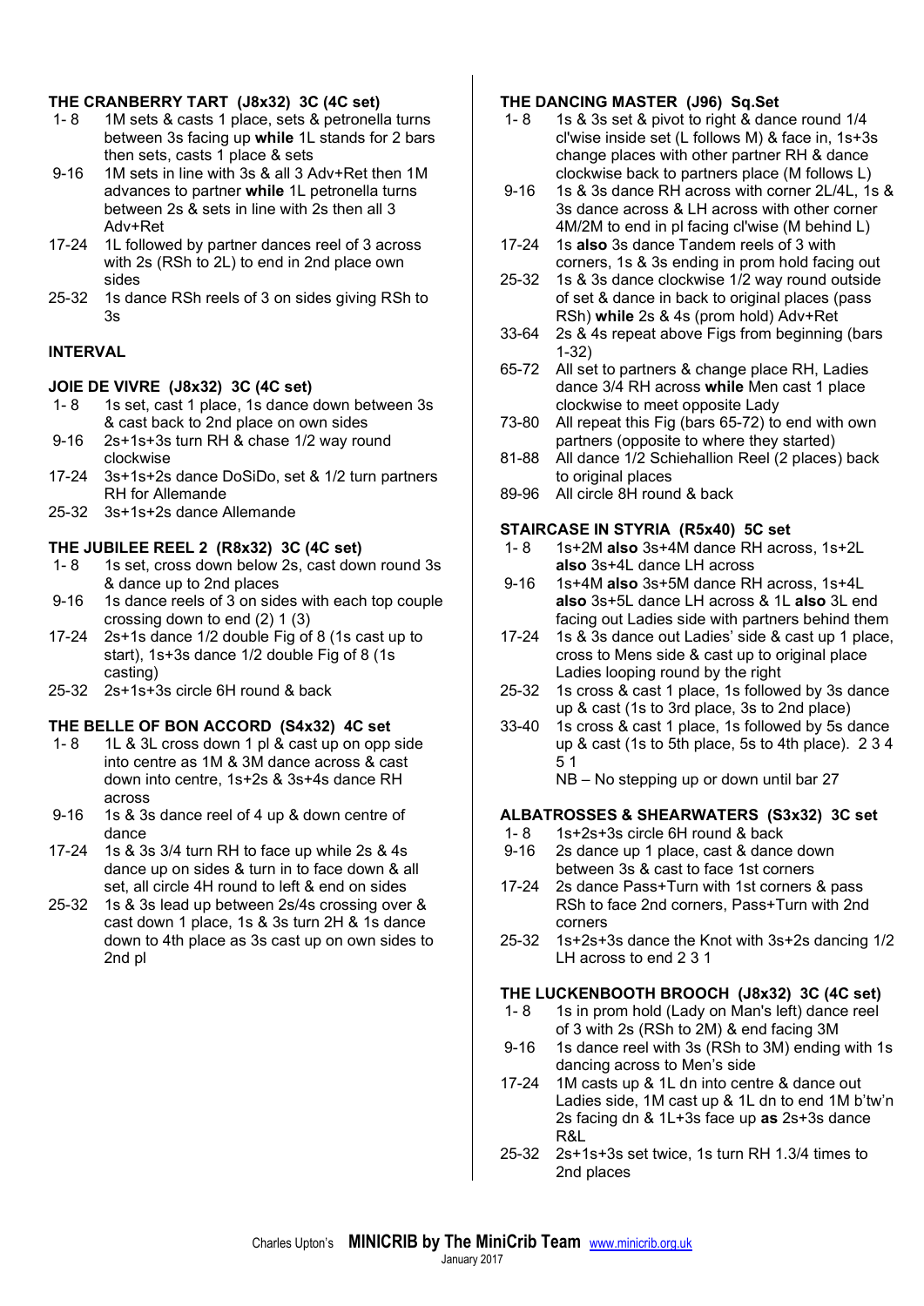### THE CRANBERRY TART (J8x32) 3C (4C set)

- 1- 8 1M sets & casts 1 place, sets & petronella turns between 3s facing up **while** 1L stands for 2 bars then sets, casts 1 place & sets
- 9-16 1M sets in line with 3s & all 3 Adv+Ret then 1M advances to partner **while** 1L petronella turns between 2s & sets in line with 2s then all 3 Adv+Ret
- 17-24 1L followed by partner dances reel of 3 across with 2s (RSh to 2L) to end in 2nd place own sides
- 25-32 1s dance RSh reels of 3 on sides giving RSh to 3s

### INTERVAL

### JOIE DE VIVRE (J8x32) 3C (4C set)

- 1- 8 1s set, cast 1 place, 1s dance down between 3s & cast back to 2nd place on own sides
- 9-16 2s+1s+3s turn RH & chase 1/2 way round clockwise
- 17-24 3s+1s+2s dance DoSiDo, set & 1/2 turn partners RH for Allemande
- 25-32 3s+1s+2s dance Allemande

### THE JUBILEE REEL 2 (R8x32) 3C (4C set)

- 1- 8 1s set, cross down below 2s, cast down round 3s & dance up to 2nd places
- 9-16 1s dance reels of 3 on sides with each top couple crossing down to end (2) 1 (3)
- 17-24 2s+1s dance 1/2 double Fig of 8 (1s cast up to start), 1s+3s dance 1/2 double Fig of 8 (1s casting)
- 25-32 2s+1s+3s circle 6H round & back

### THE BELLE OF BON ACCORD (S4x32) 4C set

- 1- 8 1L & 3L cross down 1 pl & cast up on opp side into centre as 1M & 3M dance across & cast down into centre, 1s+2s & 3s+4s dance RH across
- 9-16 1s & 3s dance reel of 4 up & down centre of dance
- 17-24 1s & 3s 3/4 turn RH to face up while 2s & 4s dance up on sides & turn in to face down & all set, all circle 4H round to left & end on sides
- 25-32 1s & 3s lead up between 2s/4s crossing over & cast down 1 place, 1s & 3s turn 2H & 1s dance down to 4th place as 3s cast up on own sides to 2nd pl

### THE DANCING MASTER (J96) Sq.Set

- 1- 8 1s & 3s set & pivot to right & dance round 1/4 cl'wise inside set (L follows M) & face in, 1s+3s change places with other partner RH & dance clockwise back to partners place (M follows L)
- 9-16 1s & 3s dance RH across with corner 2L/4L, 1s & 3s dance across & LH across with other corner 4M/2M to end in pl facing cl'wise (M behind L)
- 17-24 1s **also** 3s dance Tandem reels of 3 with corners, 1s & 3s ending in prom hold facing out
- 25-32 1s & 3s dance clockwise 1/2 way round outside of set & dance in back to original places (pass RSh) **while** 2s & 4s (prom hold) Adv+Ret
- 33-64 2s & 4s repeat above Figs from beginning (bars 1-32)
- 65-72 All set to partners & change place RH, Ladies dance 3/4 RH across **while** Men cast 1 place clockwise to meet opposite Lady
- 73-80 All repeat this Fig (bars 65-72) to end with own partners (opposite to where they started)
- 81-88 All dance 1/2 Schiehallion Reel (2 places) back to original places
- 89-96 All circle 8H round & back

### STAIRCASE IN STYRIA (R5x40) 5C set

- 1- 8 1s+2M **also** 3s+4M dance RH across, 1s+2L **also** 3s+4L dance LH across
- 9-16 1s+4M **also** 3s+5M dance RH across, 1s+4L **also** 3s+5L dance LH across & 1L **also** 3L end facing out Ladies side with partners behind them
- 17-24 1s & 3s dance out Ladies' side & cast up 1 place, cross to Mens side & cast up to original place Ladies looping round by the right
- 25-32 1s cross & cast 1 place, 1s followed by 3s dance up & cast (1s to 3rd place, 3s to 2nd place)
- 33-40 1s cross & cast 1 place, 1s followed by 5s dance up & cast (1s to 5th place, 5s to 4th place). 2 3 4 5 1

  NB – No stepping up or down until bar 27

### ALBATROSSES & SHEARWATERS (S3x32) 3C set

- 1- 8 1s+2s+3s circle 6H round & back
- 9-16 2s dance up 1 place, cast & dance down between 3s & cast to face 1st corners
- 17-24 2s dance Pass+Turn with 1st corners & pass RSh to face 2nd corners, Pass+Turn with 2nd corners
- 25-32 1s+2s+3s dance the Knot with 3s+2s dancing 1/2 LH across to end 2 3 1

### THE LUCKENBOOTH BROOCH (J8x32) 3C (4C set)

- 1- 8 1s in prom hold (Lady on Man's left) dance reel of 3 with 2s (RSh to 2M) & end facing 3M
- 9-16 1s dance reel with 3s (RSh to 3M) ending with 1s dancing across to Men's side
- 17-24 1M casts up & 1L dn into centre & dance out Ladies side, 1M cast up & 1L dn to end 1M b'tw'n 2s facing dn & 1L+3s face up **as** 2s+3s dance R&L
- 25-32 2s+1s+3s set twice, 1s turn RH 1.3/4 times to 2nd places

Charles Upton's **MINICRIB by The MiniCrib Team** www.minicrib.org.uk
January 2017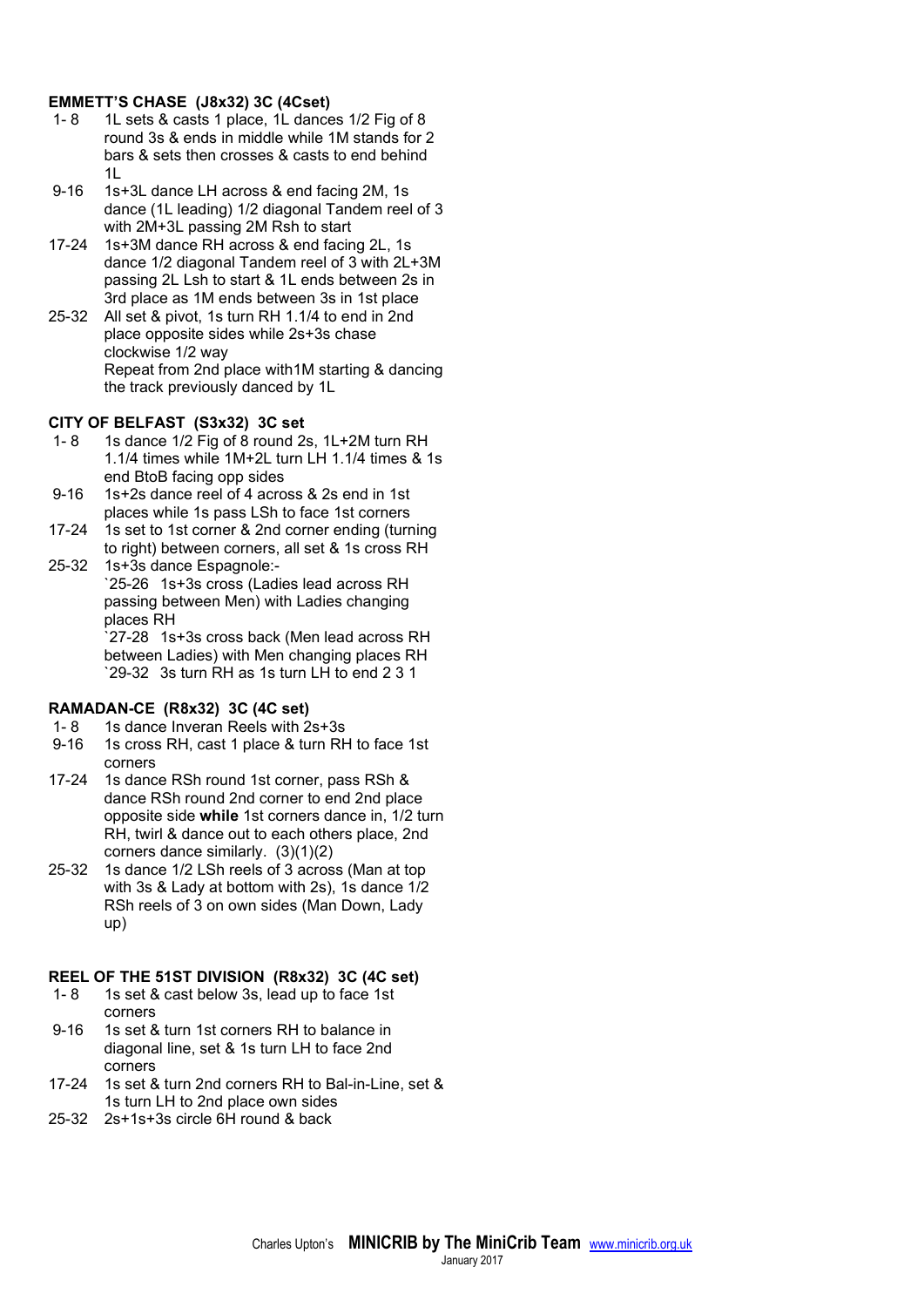### EMMETT'S CHASE (J8x32) 3C (4Cset)

1- 8 1L sets & casts 1 place, 1L dances 1/2 Fig of 8 round 3s & ends in middle while 1M stands for 2 bars & sets then crosses & casts to end behind 1L

9-16 1s+3L dance LH across & end facing 2M, 1s dance (1L leading) 1/2 diagonal Tandem reel of 3 with 2M+3L passing 2M Rsh to start

17-24 1s+3M dance RH across & end facing 2L, 1s dance 1/2 diagonal Tandem reel of 3 with 2L+3M passing 2L Lsh to start & 1L ends between 2s in 3rd place as 1M ends between 3s in 1st place

25-32 All set & pivot, 1s turn RH 1.1/4 to end in 2nd place opposite sides while 2s+3s chase clockwise 1/2 way
Repeat from 2nd place with1M starting & dancing the track previously danced by 1L

### CITY OF BELFAST (S3x32) 3C set

1- 8 1s dance 1/2 Fig of 8 round 2s, 1L+2M turn RH 1.1/4 times while 1M+2L turn LH 1.1/4 times & 1s end BtoB facing opp sides

9-16 1s+2s dance reel of 4 across & 2s end in 1st places while 1s pass LSh to face 1st corners

17-24 1s set to 1st corner & 2nd corner ending (turning to right) between corners, all set & 1s cross RH

25-32 1s+3s dance Espagnole:-
`25-26 1s+3s cross (Ladies lead across RH passing between Men) with Ladies changing places RH
`27-28 1s+3s cross back (Men lead across RH between Ladies) with Men changing places RH
`29-32 3s turn RH as 1s turn LH to end 2 3 1

### RAMADAN-CE (R8x32) 3C (4C set)

1- 8 1s dance Inveran Reels with 2s+3s

9-16 1s cross RH, cast 1 place & turn RH to face 1st corners

17-24 1s dance RSh round 1st corner, pass RSh & dance RSh round 2nd corner to end 2nd place opposite side **while** 1st corners dance in, 1/2 turn RH, twirl & dance out to each others place, 2nd corners dance similarly. (3)(1)(2)

25-32 1s dance 1/2 LSh reels of 3 across (Man at top with 3s & Lady at bottom with 2s), 1s dance 1/2 RSh reels of 3 on own sides (Man Down, Lady up)

### REEL OF THE 51ST DIVISION (R8x32) 3C (4C set)

1- 8 1s set & cast below 3s, lead up to face 1st corners

9-16 1s set & turn 1st corners RH to balance in diagonal line, set & 1s turn LH to face 2nd corners

17-24 1s set & turn 2nd corners RH to Bal-in-Line, set & 1s turn LH to 2nd place own sides

25-32 2s+1s+3s circle 6H round & back

Charles Upton's **MINICRIB by The MiniCrib Team** www.minicrib.org.uk
January 2017